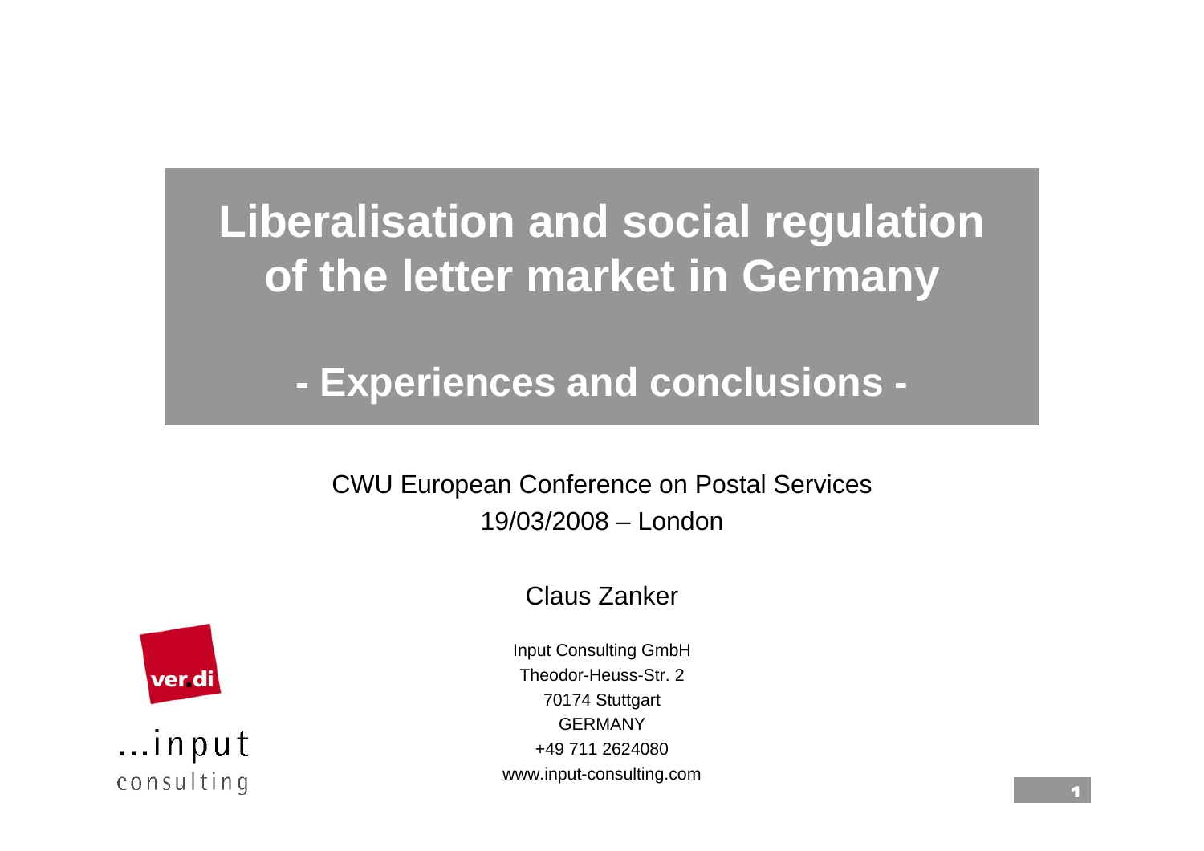# Liberalisation and social regulation of the letter market in Germany

## - Experiences and conclusions -

CWU European Conference on Postal Services
19/03/2008 – London

Claus Zanker

Input Consulting GmbH
Theodor-Heuss-Str. 2
70174 Stuttgart
GERMANY
+49 711 2624080
www.input-consulting.com

ver.di

...input consulting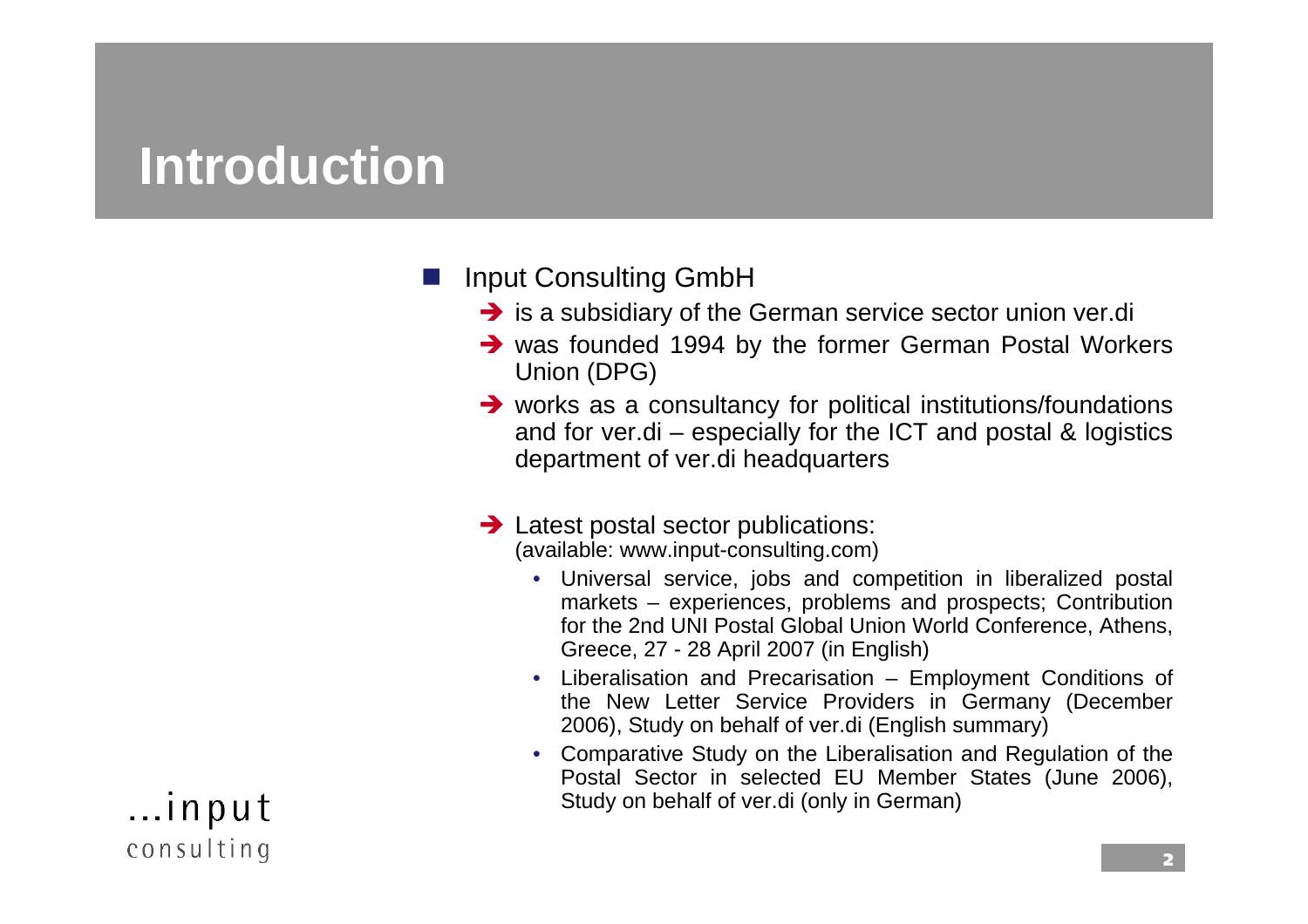# Introduction

- Input Consulting GmbH
  - ➔ is a subsidiary of the German service sector union ver.di
  - ➔ was founded 1994 by the former German Postal Workers Union (DPG)
  - ➔ works as a consultancy for political institutions/foundations and for ver.di – especially for the ICT and postal & logistics department of ver.di headquarters
  - ➔ Latest postal sector publications:
    (available: www.input-consulting.com)
    - Universal service, jobs and competition in liberalized postal markets – experiences, problems and prospects; Contribution for the 2nd UNI Postal Global Union World Conference, Athens, Greece, 27 - 28 April 2007 (in English)
    - Liberalisation and Precarisation – Employment Conditions of the New Letter Service Providers in Germany (December 2006), Study on behalf of ver.di (English summary)
    - Comparative Study on the Liberalisation and Regulation of the Postal Sector in selected EU Member States (June 2006), Study on behalf of ver.di (only in German)

...input
consulting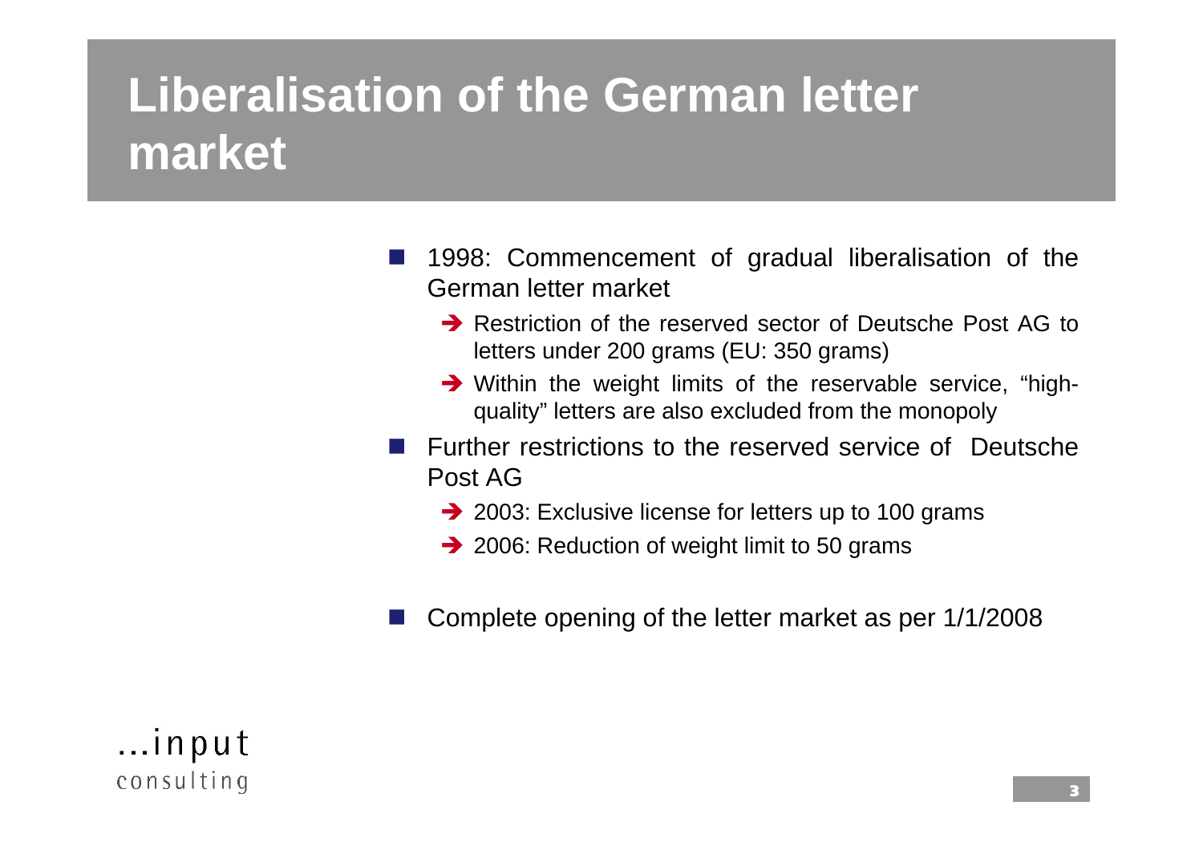# Liberalisation of the German letter market

- 1998: Commencement of gradual liberalisation of the German letter market
  - ➔ Restriction of the reserved sector of Deutsche Post AG to letters under 200 grams (EU: 350 grams)
  - ➔ Within the weight limits of the reservable service, "high-quality" letters are also excluded from the monopoly
- Further restrictions to the reserved service of Deutsche Post AG
  - ➔ 2003: Exclusive license for letters up to 100 grams
  - ➔ 2006: Reduction of weight limit to 50 grams
- Complete opening of the letter market as per 1/1/2008

...input consulting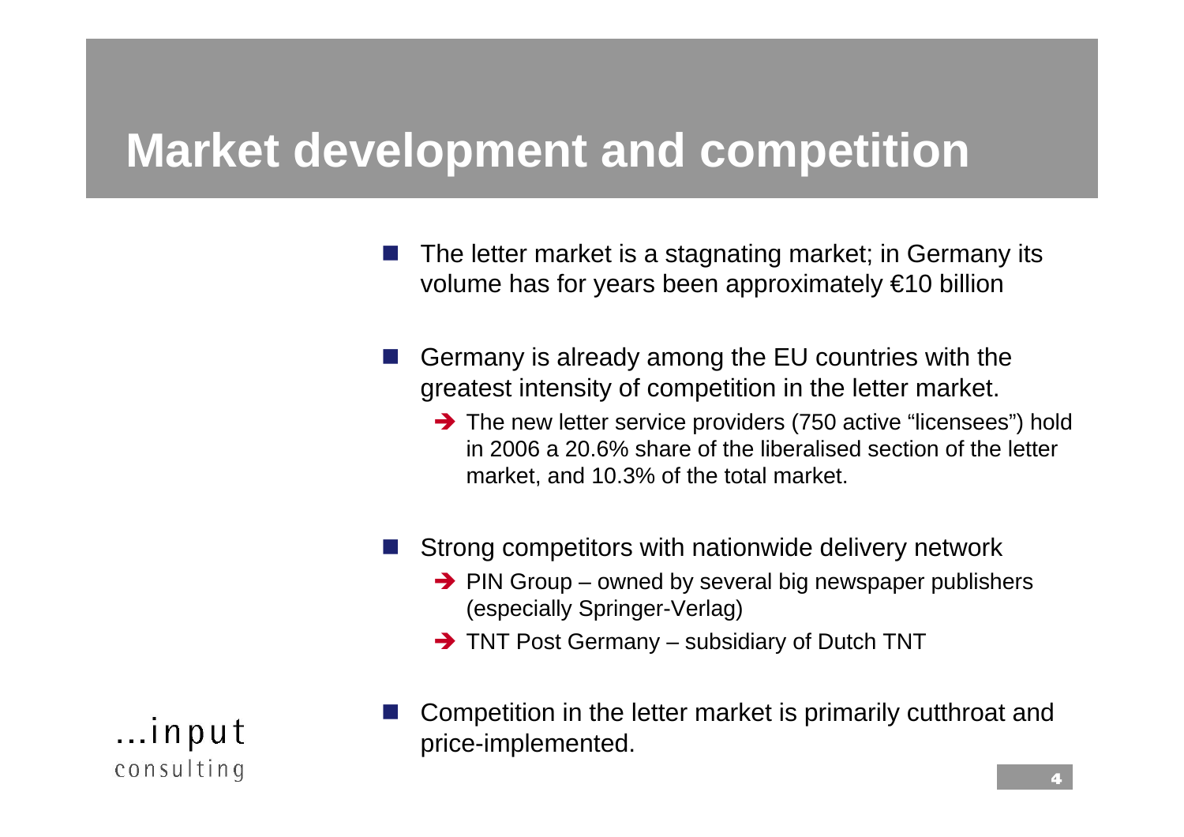# Market development and competition

- The letter market is a stagnating market; in Germany its volume has for years been approximately €10 billion

- Germany is already among the EU countries with the greatest intensity of competition in the letter market.
  - ➔ The new letter service providers (750 active "licensees") hold in 2006 a 20.6% share of the liberalised section of the letter market, and 10.3% of the total market.

- Strong competitors with nationwide delivery network
  - ➔ PIN Group – owned by several big newspaper publishers (especially Springer-Verlag)
  - ➔ TNT Post Germany – subsidiary of Dutch TNT

- Competition in the letter market is primarily cutthroat and price-implemented.

...input
consulting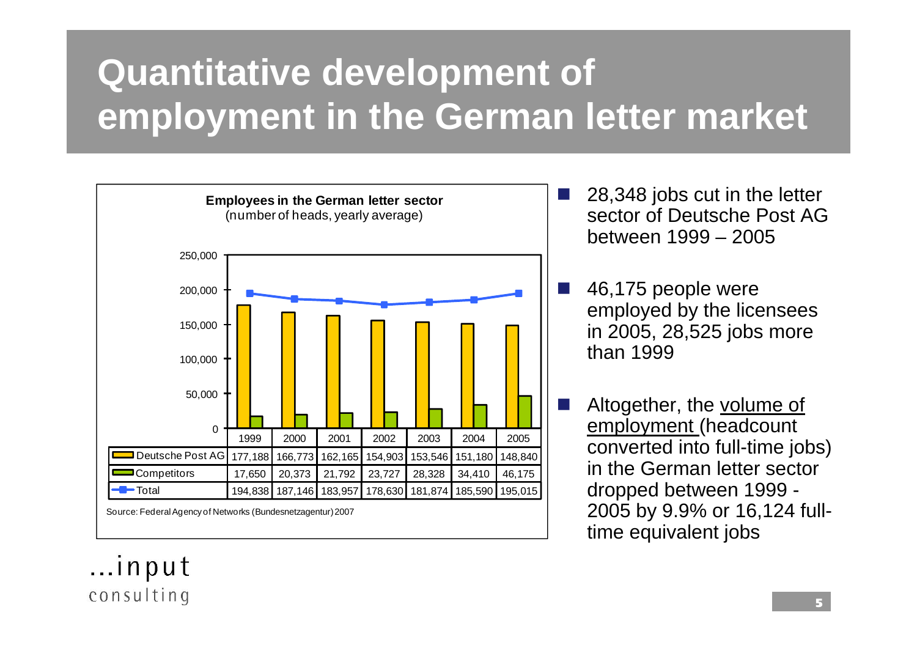# Quantitative development of employment in the German letter market

**Employees in the German letter sector**
(number of heads, yearly average)

| | 1999 | 2000 | 2001 | 2002 | 2003 | 2004 | 2005 |
|---|---|---|---|---|---|---|---|
| Deutsche Post AG | 177,188 | 166,773 | 162,165 | 154,903 | 153,546 | 151,180 | 148,840 |
| Competitors | 17,650 | 20,373 | 21,792 | 23,727 | 28,328 | 34,410 | 46,175 |
| Total | 194,838 | 187,146 | 183,957 | 178,630 | 181,874 | 185,590 | 195,015 |

Source: Federal Agency of Networks (Bundesnetzagentur) 2007

- 28,348 jobs cut in the letter sector of Deutsche Post AG between 1999 – 2005
- 46,175 people were employed by the licensees in 2005, 28,525 jobs more than 1999
- Altogether, the volume of employment (headcount converted into full-time jobs) in the German letter sector dropped between 1999 - 2005 by 9.9% or 16,124 full-time equivalent jobs

...input consulting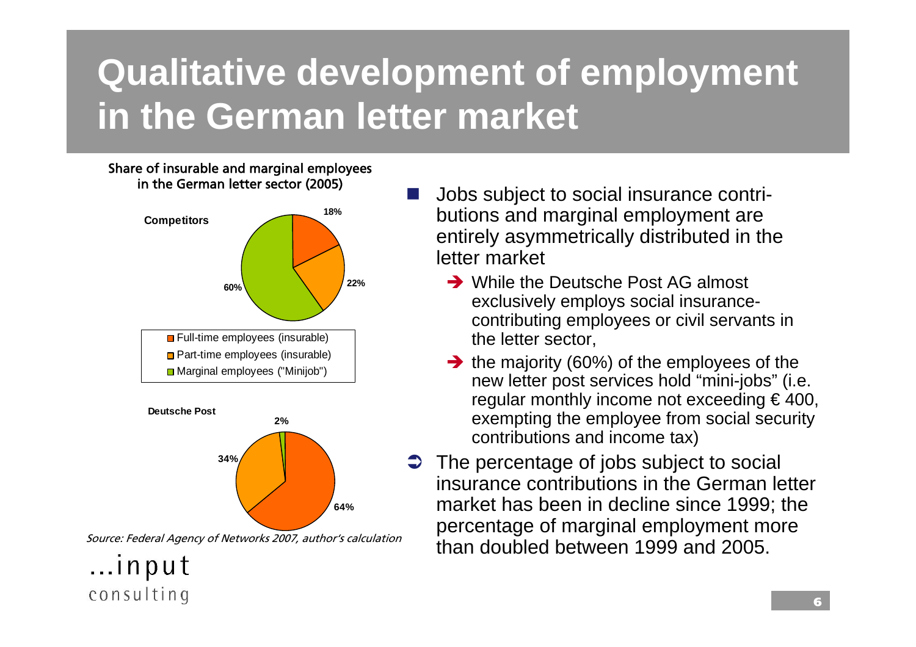# Qualitative development of employment in the German letter market

**Share of insurable and marginal employees in the German letter sector (2005)**

**Competitors**

| | Share |
|---|---|
| Full-time employees (insurable) | 18% |
| Part-time employees (insurable) | 22% |
| Marginal employees ("Minijob") | 60% |

**Deutsche Post**

| | Share |
|---|---|
| Full-time employees (insurable) | 64% |
| Part-time employees (insurable) | 34% |
| Marginal employees ("Minijob") | 2% |

*Source: Federal Agency of Networks 2007, author's calculation*

- Jobs subject to social insurance contributions and marginal employment are entirely asymmetrically distributed in the letter market
  - ➔ While the Deutsche Post AG almost exclusively employs social insurance-contributing employees or civil servants in the letter sector,
  - ➔ the majority (60%) of the employees of the new letter post services hold "mini-jobs" (i.e. regular monthly income not exceeding € 400, exempting the employee from social security contributions and income tax)
- ➲ The percentage of jobs subject to social insurance contributions in the German letter market has been in decline since 1999; the percentage of marginal employment more than doubled between 1999 and 2005.

...input consulting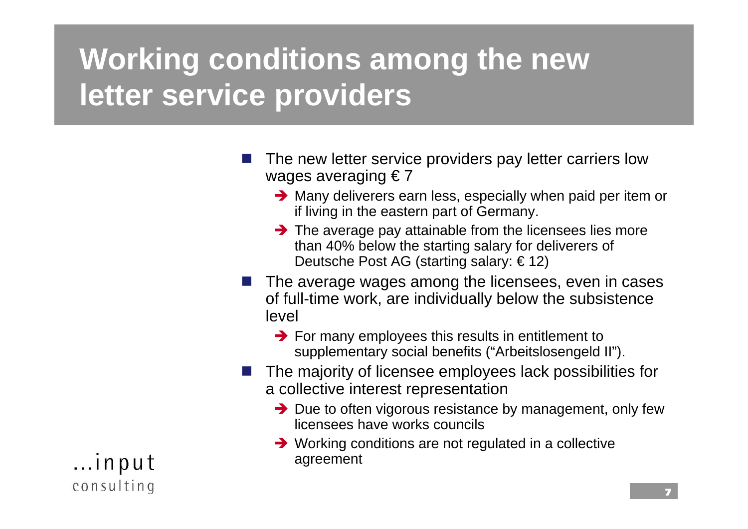# Working conditions among the new letter service providers

- The new letter service providers pay letter carriers low wages averaging € 7
  - ➔ Many deliverers earn less, especially when paid per item or if living in the eastern part of Germany.
  - ➔ The average pay attainable from the licensees lies more than 40% below the starting salary for deliverers of Deutsche Post AG (starting salary: € 12)
- The average wages among the licensees, even in cases of full-time work, are individually below the subsistence level
  - ➔ For many employees this results in entitlement to supplementary social benefits ("Arbeitslosengeld II").
- The majority of licensee employees lack possibilities for a collective interest representation
  - ➔ Due to often vigorous resistance by management, only few licensees have works councils
  - ➔ Working conditions are not regulated in a collective agreement

...input consulting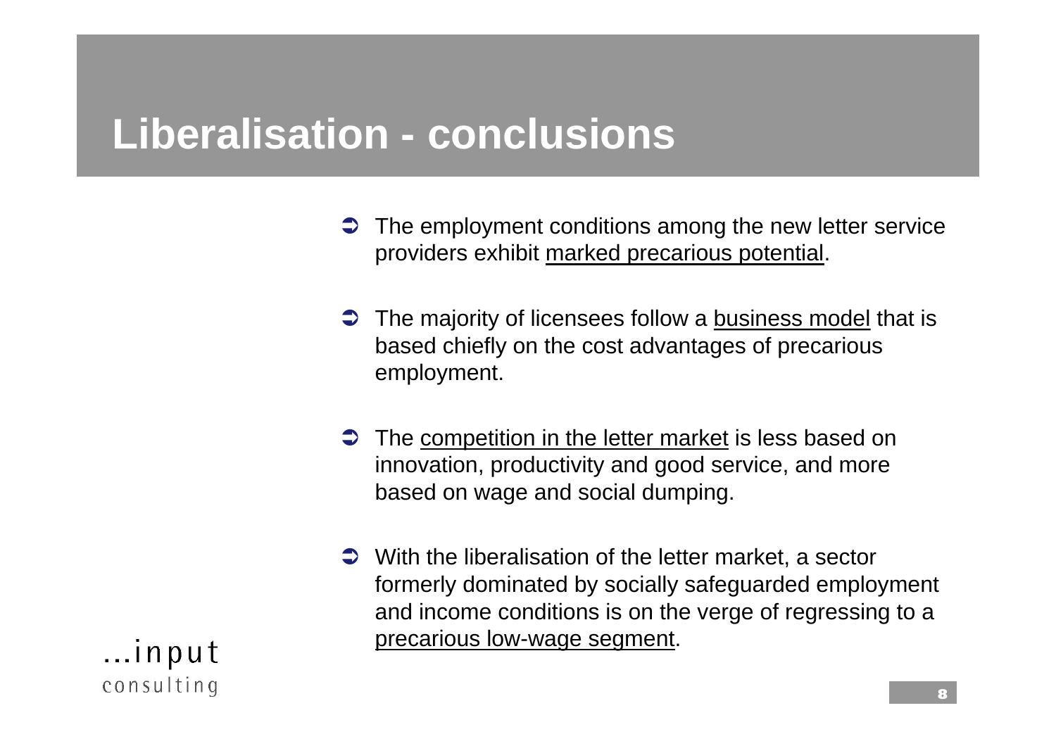# Liberalisation - conclusions

- The employment conditions among the new letter service providers exhibit marked precarious potential.
- The majority of licensees follow a business model that is based chiefly on the cost advantages of precarious employment.
- The competition in the letter market is less based on innovation, productivity and good service, and more based on wage and social dumping.
- With the liberalisation of the letter market, a sector formerly dominated by socially safeguarded employment and income conditions is on the verge of regressing to a precarious low-wage segment.

...input consulting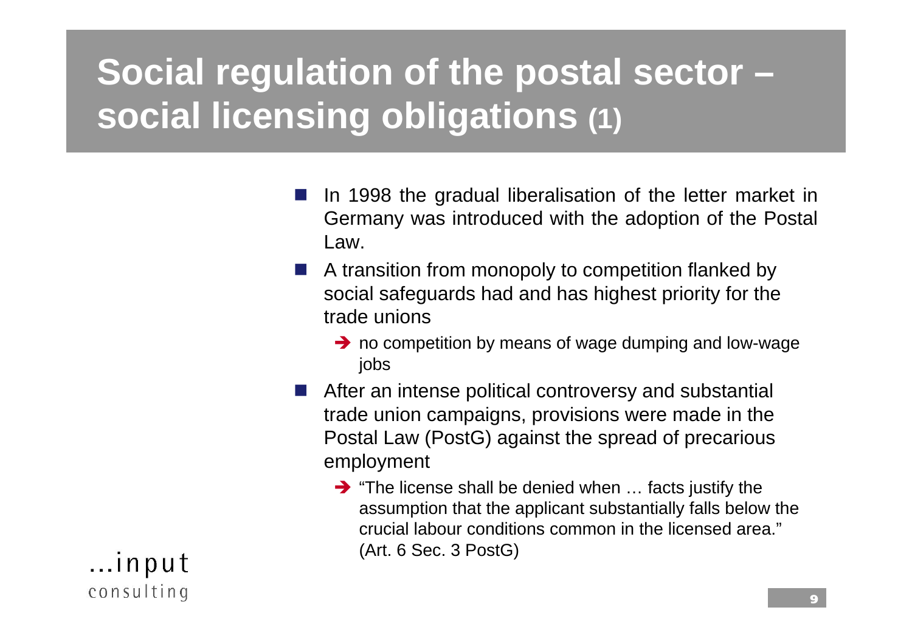# Social regulation of the postal sector – social licensing obligations (1)

- In 1998 the gradual liberalisation of the letter market in Germany was introduced with the adoption of the Postal Law.
- A transition from monopoly to competition flanked by social safeguards had and has highest priority for the trade unions
  - → no competition by means of wage dumping and low-wage jobs
- After an intense political controversy and substantial trade union campaigns, provisions were made in the Postal Law (PostG) against the spread of precarious employment
  - → "The license shall be denied when … facts justify the assumption that the applicant substantially falls below the crucial labour conditions common in the licensed area." (Art. 6 Sec. 3 PostG)

…input consulting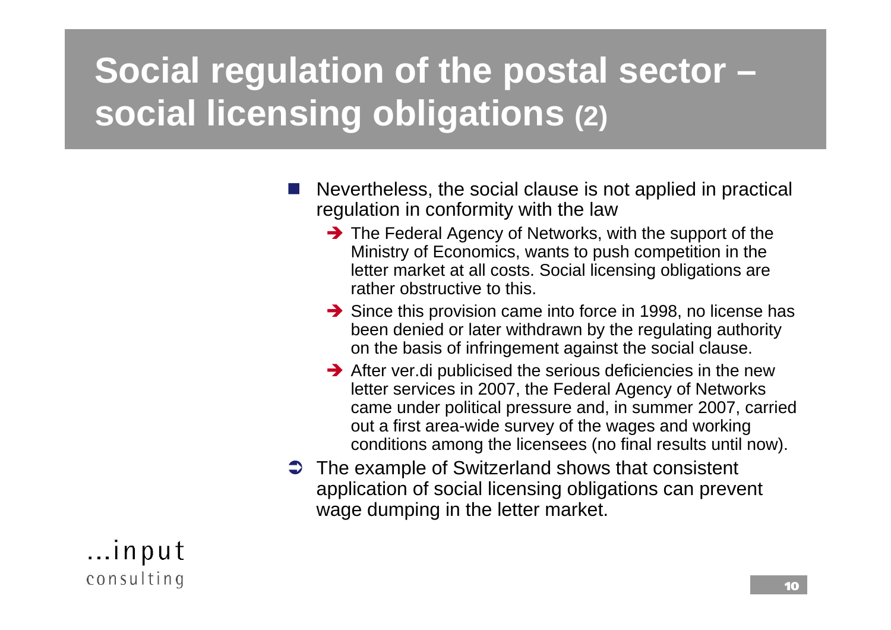# Social regulation of the postal sector – social licensing obligations (2)

- Nevertheless, the social clause is not applied in practical regulation in conformity with the law
  - ➔ The Federal Agency of Networks, with the support of the Ministry of Economics, wants to push competition in the letter market at all costs. Social licensing obligations are rather obstructive to this.
  - ➔ Since this provision came into force in 1998, no license has been denied or later withdrawn by the regulating authority on the basis of infringement against the social clause.
  - ➔ After ver.di publicised the serious deficiencies in the new letter services in 2007, the Federal Agency of Networks came under political pressure and, in summer 2007, carried out a first area-wide survey of the wages and working conditions among the licensees (no final results until now).
- ➲ The example of Switzerland shows that consistent application of social licensing obligations can prevent wage dumping in the letter market.

...input consulting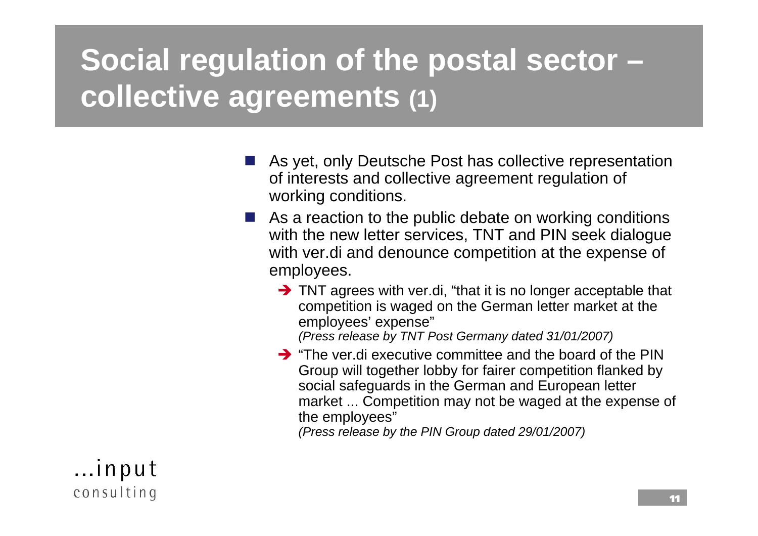# Social regulation of the postal sector – collective agreements (1)

- As yet, only Deutsche Post has collective representation of interests and collective agreement regulation of working conditions.
- As a reaction to the public debate on working conditions with the new letter services, TNT and PIN seek dialogue with ver.di and denounce competition at the expense of employees.
  - ➔ TNT agrees with ver.di, "that it is no longer acceptable that competition is waged on the German letter market at the employees' expense"
    *(Press release by TNT Post Germany dated 31/01/2007)*
  - ➔ "The ver.di executive committee and the board of the PIN Group will together lobby for fairer competition flanked by social safeguards in the German and European letter market ... Competition may not be waged at the expense of the employees"
    *(Press release by the PIN Group dated 29/01/2007)*

...input consulting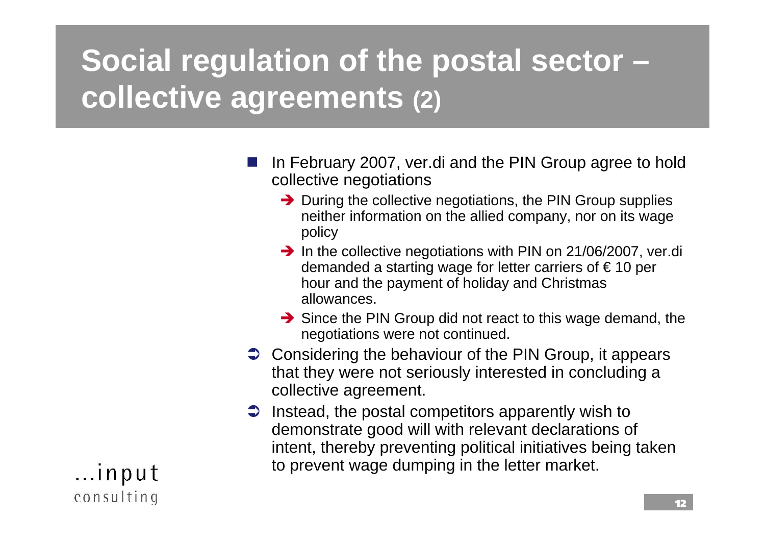# Social regulation of the postal sector – collective agreements (2)

- In February 2007, ver.di and the PIN Group agree to hold collective negotiations
  - ➔ During the collective negotiations, the PIN Group supplies neither information on the allied company, nor on its wage policy
  - ➔ In the collective negotiations with PIN on 21/06/2007, ver.di demanded a starting wage for letter carriers of € 10 per hour and the payment of holiday and Christmas allowances.
  - ➔ Since the PIN Group did not react to this wage demand, the negotiations were not continued.
- ➲ Considering the behaviour of the PIN Group, it appears that they were not seriously interested in concluding a collective agreement.
- ➲ Instead, the postal competitors apparently wish to demonstrate good will with relevant declarations of intent, thereby preventing political initiatives being taken to prevent wage dumping in the letter market.

...input consulting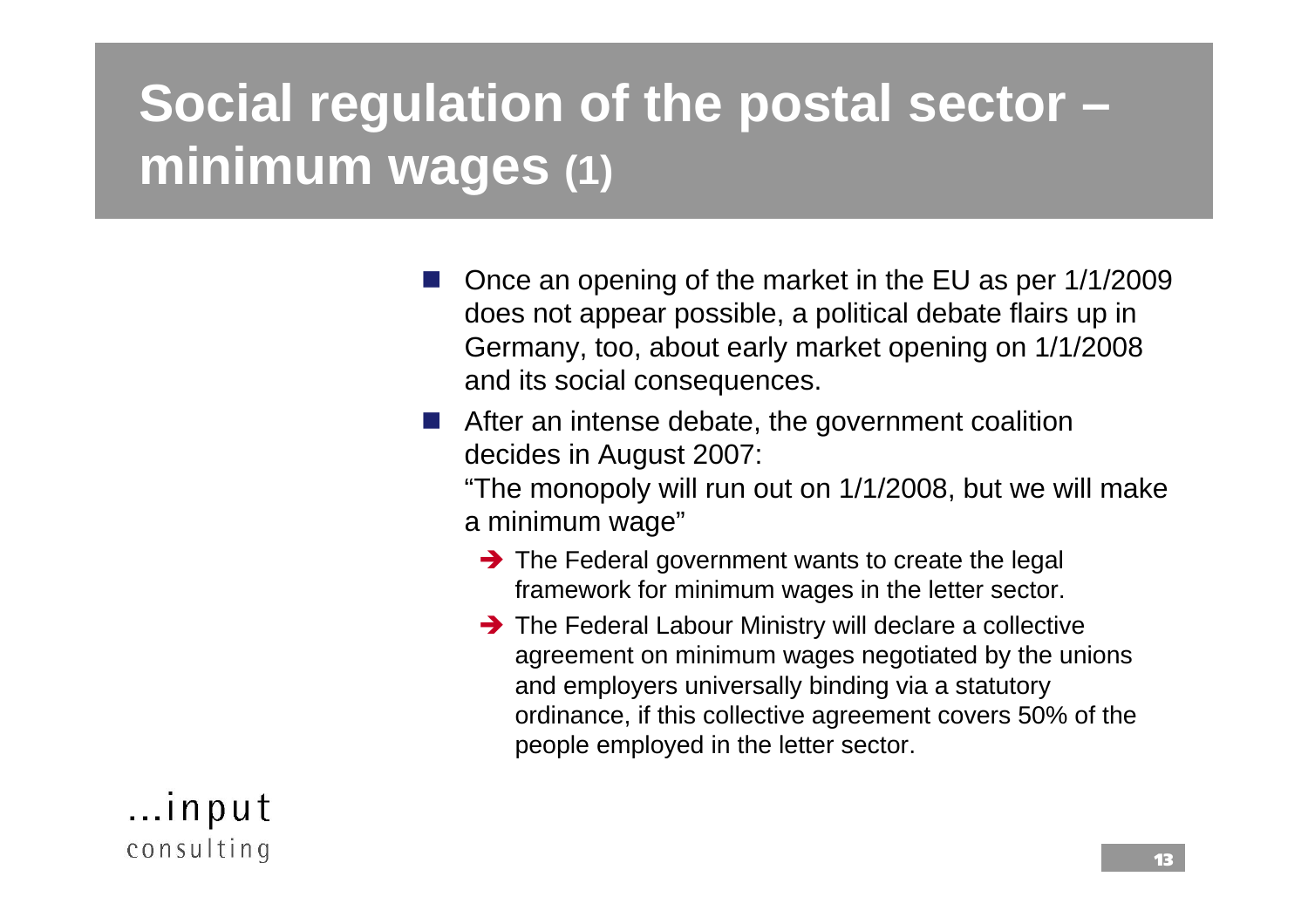# Social regulation of the postal sector – minimum wages (1)

- Once an opening of the market in the EU as per 1/1/2009 does not appear possible, a political debate flairs up in Germany, too, about early market opening on 1/1/2008 and its social consequences.
- After an intense debate, the government coalition decides in August 2007:
  "The monopoly will run out on 1/1/2008, but we will make a minimum wage"
  - ➔ The Federal government wants to create the legal framework for minimum wages in the letter sector.
  - ➔ The Federal Labour Ministry will declare a collective agreement on minimum wages negotiated by the unions and employers universally binding via a statutory ordinance, if this collective agreement covers 50% of the people employed in the letter sector.

...input consulting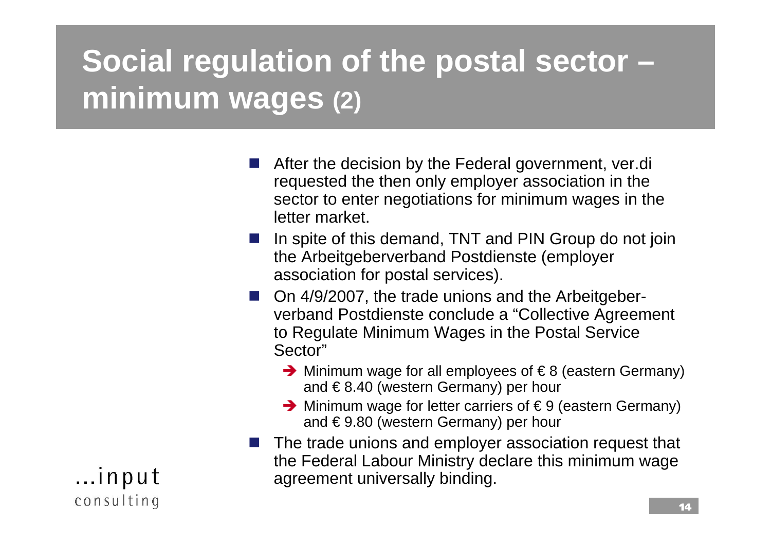# Social regulation of the postal sector – minimum wages (2)

- After the decision by the Federal government, ver.di requested the then only employer association in the sector to enter negotiations for minimum wages in the letter market.
- In spite of this demand, TNT and PIN Group do not join the Arbeitgeberverband Postdienste (employer association for postal services).
- On 4/9/2007, the trade unions and the Arbeitgeber-verband Postdienste conclude a "Collective Agreement to Regulate Minimum Wages in the Postal Service Sector"
  - ➔ Minimum wage for all employees of € 8 (eastern Germany) and € 8.40 (western Germany) per hour
  - ➔ Minimum wage for letter carriers of € 9 (eastern Germany) and € 9.80 (western Germany) per hour
- The trade unions and employer association request that the Federal Labour Ministry declare this minimum wage agreement universally binding.

...input consulting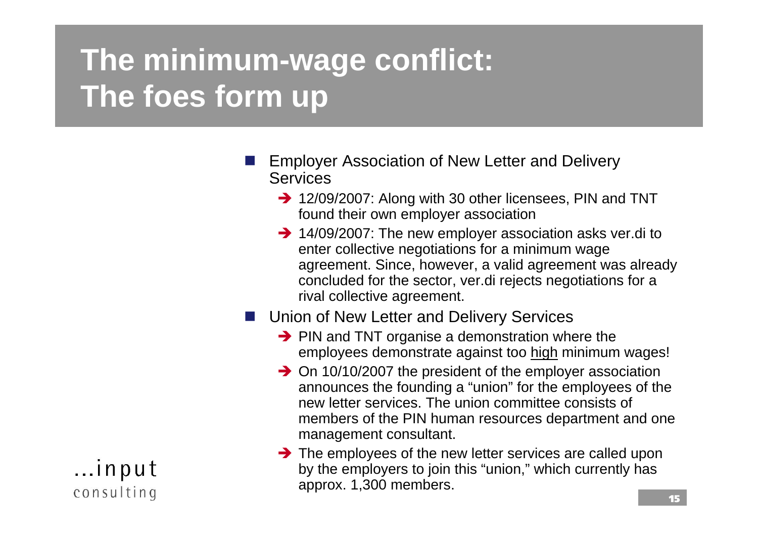# The minimum-wage conflict: The foes form up

- Employer Association of New Letter and Delivery Services
  - ➔ 12/09/2007: Along with 30 other licensees, PIN and TNT found their own employer association
  - ➔ 14/09/2007: The new employer association asks ver.di to enter collective negotiations for a minimum wage agreement. Since, however, a valid agreement was already concluded for the sector, ver.di rejects negotiations for a rival collective agreement.
- Union of New Letter and Delivery Services
  - ➔ PIN and TNT organise a demonstration where the employees demonstrate against too <u>high</u> minimum wages!
  - ➔ On 10/10/2007 the president of the employer association announces the founding a "union" for the employees of the new letter services. The union committee consists of members of the PIN human resources department and one management consultant.
  - ➔ The employees of the new letter services are called upon by the employers to join this "union," which currently has approx. 1,300 members.

...input
consulting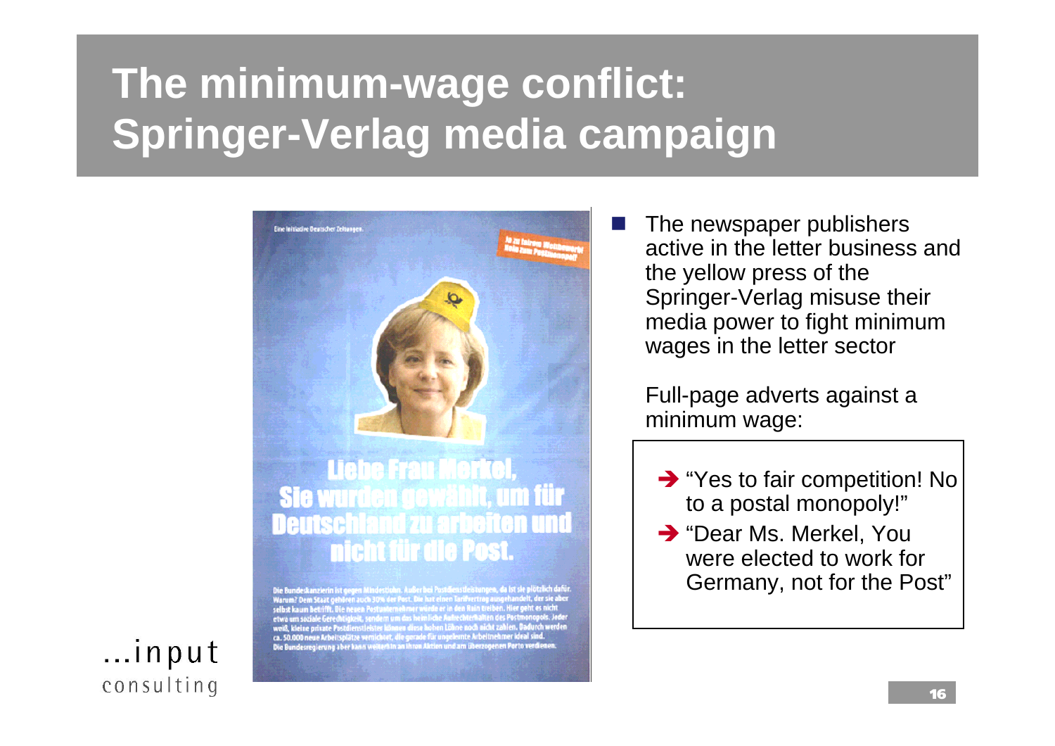# The minimum-wage conflict: Springer-Verlag media campaign

- The newspaper publishers active in the letter business and the yellow press of the Springer-Verlag misuse their media power to fight minimum wages in the letter sector

  Full-page adverts against a minimum wage:

  - “Yes to fair competition! No to a postal monopoly!”
  - “Dear Ms. Merkel, You were elected to work for Germany, not for the Post”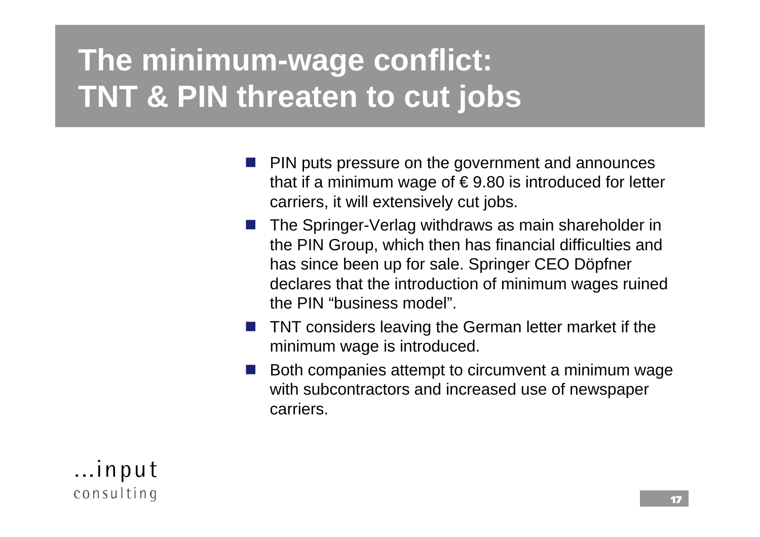# The minimum-wage conflict: TNT & PIN threaten to cut jobs

- PIN puts pressure on the government and announces that if a minimum wage of € 9.80 is introduced for letter carriers, it will extensively cut jobs.
- The Springer-Verlag withdraws as main shareholder in the PIN Group, which then has financial difficulties and has since been up for sale. Springer CEO Döpfner declares that the introduction of minimum wages ruined the PIN "business model".
- TNT considers leaving the German letter market if the minimum wage is introduced.
- Both companies attempt to circumvent a minimum wage with subcontractors and increased use of newspaper carriers.

...input consulting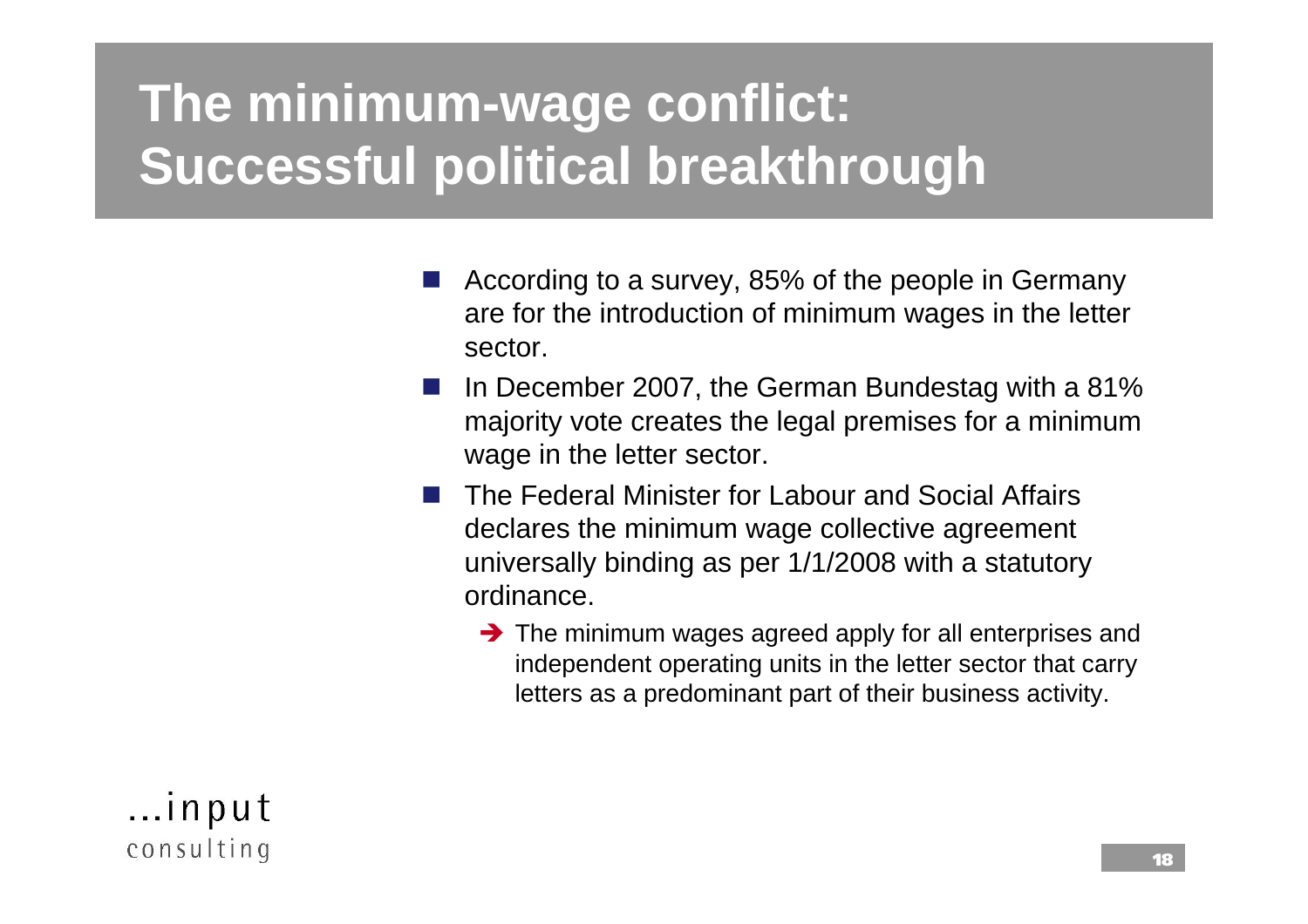# The minimum-wage conflict: Successful political breakthrough

- According to a survey, 85% of the people in Germany are for the introduction of minimum wages in the letter sector.
- In December 2007, the German Bundestag with a 81% majority vote creates the legal premises for a minimum wage in the letter sector.
- The Federal Minister for Labour and Social Affairs declares the minimum wage collective agreement universally binding as per 1/1/2008 with a statutory ordinance.
  - ➔ The minimum wages agreed apply for all enterprises and independent operating units in the letter sector that carry letters as a predominant part of their business activity.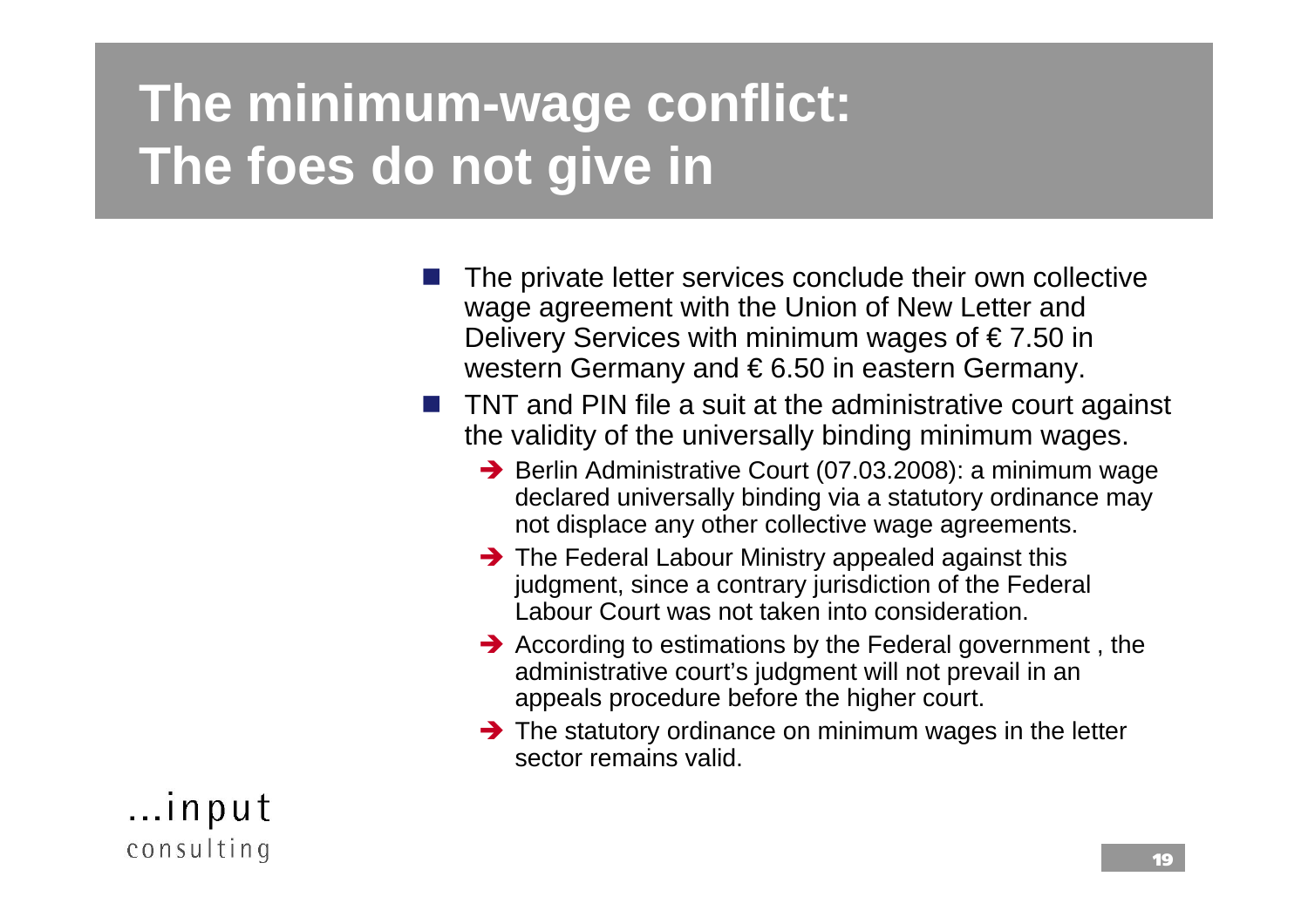# The minimum-wage conflict: The foes do not give in

- The private letter services conclude their own collective wage agreement with the Union of New Letter and Delivery Services with minimum wages of € 7.50 in western Germany and € 6.50 in eastern Germany.
- TNT and PIN file a suit at the administrative court against the validity of the universally binding minimum wages.
  - ➔ Berlin Administrative Court (07.03.2008): a minimum wage declared universally binding via a statutory ordinance may not displace any other collective wage agreements.
  - ➔ The Federal Labour Ministry appealed against this judgment, since a contrary jurisdiction of the Federal Labour Court was not taken into consideration.
  - ➔ According to estimations by the Federal government , the administrative court's judgment will not prevail in an appeals procedure before the higher court.
  - ➔ The statutory ordinance on minimum wages in the letter sector remains valid.

...input
consulting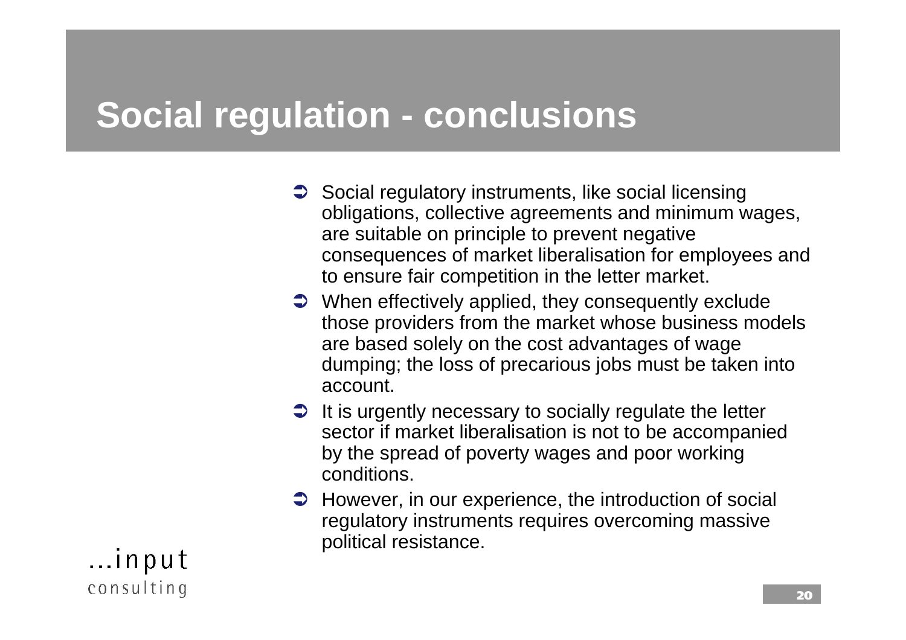# Social regulation - conclusions

- Social regulatory instruments, like social licensing obligations, collective agreements and minimum wages, are suitable on principle to prevent negative consequences of market liberalisation for employees and to ensure fair competition in the letter market.
- When effectively applied, they consequently exclude those providers from the market whose business models are based solely on the cost advantages of wage dumping; the loss of precarious jobs must be taken into account.
- It is urgently necessary to socially regulate the letter sector if market liberalisation is not to be accompanied by the spread of poverty wages and poor working conditions.
- However, in our experience, the introduction of social regulatory instruments requires overcoming massive political resistance.

...input
consulting